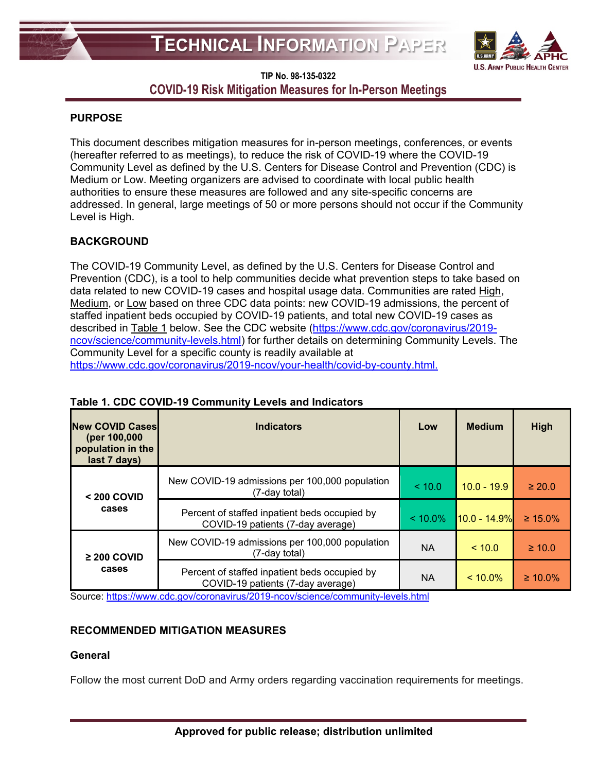# TECHNICAL INFORMATION PAPER

**TIP No. 98-135-0322**

## COVID-19 Risk Mitigation Measures for In-Person Meetings

### PURPOSE

This document describes mitigation measures for in-person meetings, conferences, or events (hereafter referred to as meetings), to reduce the risk of COVID-19 where the COVID-19 Community Level as defined by the U.S. Centers for Disease Control and Prevention (CDC) is Medium or Low. Meeting organizers are advised to coordinate with local public health authorities to ensure these measures are followed and any site-specific concerns are addressed. In general, large meetings of 50 or more persons should not occur if the Community Level is High.

### BACKGROUND

The COVID-19 Community Level, as defined by the U.S. Centers for Disease Control and Prevention (CDC), is a tool to help communities decide what prevention steps to take based on data related to new COVID-19 cases and hospital usage data. Communities are rated High, Medium, or Low based on three CDC data points: new COVID-19 admissions, the percent of staffed inpatient beds occupied by COVID-19 patients, and total new COVID-19 cases as described in Table 1 below. See the CDC website (https://www.cdc.gov/coronavirus/2019-ncov/science/community-levels.html) for further details on determining Community Levels. The Community Level for a specific county is readily available at https://www.cdc.gov/coronavirus/2019-ncov/your-health/covid-by-county.html.

**Table 1. CDC COVID-19 Community Levels and Indicators**

| New COVID Cases (per 100,000 population in the last 7 days) | Indicators | Low | Medium | High |
|---|---|---|---|---|
| < 200 COVID cases | New COVID-19 admissions per 100,000 population (7-day total) | < 10.0 | 10.0 - 19.9 | ≥ 20.0 |
| | Percent of staffed inpatient beds occupied by COVID-19 patients (7-day average) | < 10.0% | 10.0 - 14.9% | ≥ 15.0% |
| ≥ 200 COVID cases | New COVID-19 admissions per 100,000 population (7-day total) | NA | < 10.0 | ≥ 10.0 |
| | Percent of staffed inpatient beds occupied by COVID-19 patients (7-day average) | NA | < 10.0% | ≥ 10.0% |

Source: https://www.cdc.gov/coronavirus/2019-ncov/science/community-levels.html

### RECOMMENDED MITIGATION MEASURES

#### General

Follow the most current DoD and Army orders regarding vaccination requirements for meetings.

**Approved for public release; distribution unlimited**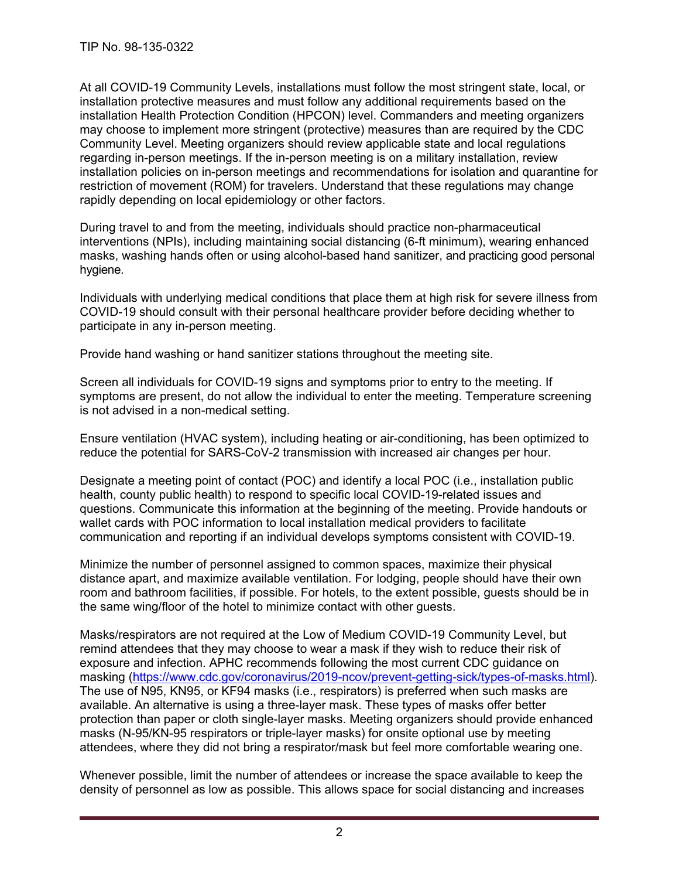At all COVID-19 Community Levels, installations must follow the most stringent state, local, or installation protective measures and must follow any additional requirements based on the installation Health Protection Condition (HPCON) level. Commanders and meeting organizers may choose to implement more stringent (protective) measures than are required by the CDC Community Level. Meeting organizers should review applicable state and local regulations regarding in-person meetings. If the in-person meeting is on a military installation, review installation policies on in-person meetings and recommendations for isolation and quarantine for restriction of movement (ROM) for travelers. Understand that these regulations may change rapidly depending on local epidemiology or other factors.

During travel to and from the meeting, individuals should practice non-pharmaceutical interventions (NPIs), including maintaining social distancing (6-ft minimum), wearing enhanced masks, washing hands often or using alcohol-based hand sanitizer, and practicing good personal hygiene.

Individuals with underlying medical conditions that place them at high risk for severe illness from COVID-19 should consult with their personal healthcare provider before deciding whether to participate in any in-person meeting.

Provide hand washing or hand sanitizer stations throughout the meeting site.

Screen all individuals for COVID-19 signs and symptoms prior to entry to the meeting. If symptoms are present, do not allow the individual to enter the meeting. Temperature screening is not advised in a non-medical setting.

Ensure ventilation (HVAC system), including heating or air-conditioning, has been optimized to reduce the potential for SARS-CoV-2 transmission with increased air changes per hour.

Designate a meeting point of contact (POC) and identify a local POC (i.e., installation public health, county public health) to respond to specific local COVID-19-related issues and questions. Communicate this information at the beginning of the meeting. Provide handouts or wallet cards with POC information to local installation medical providers to facilitate communication and reporting if an individual develops symptoms consistent with COVID-19.

Minimize the number of personnel assigned to common spaces, maximize their physical distance apart, and maximize available ventilation. For lodging, people should have their own room and bathroom facilities, if possible. For hotels, to the extent possible, guests should be in the same wing/floor of the hotel to minimize contact with other guests.

Masks/respirators are not required at the Low of Medium COVID-19 Community Level, but remind attendees that they may choose to wear a mask if they wish to reduce their risk of exposure and infection. APHC recommends following the most current CDC guidance on masking (https://www.cdc.gov/coronavirus/2019-ncov/prevent-getting-sick/types-of-masks.html). The use of N95, KN95, or KF94 masks (i.e., respirators) is preferred when such masks are available. An alternative is using a three-layer mask. These types of masks offer better protection than paper or cloth single-layer masks. Meeting organizers should provide enhanced masks (N-95/KN-95 respirators or triple-layer masks) for onsite optional use by meeting attendees, where they did not bring a respirator/mask but feel more comfortable wearing one.

Whenever possible, limit the number of attendees or increase the space available to keep the density of personnel as low as possible. This allows space for social distancing and increases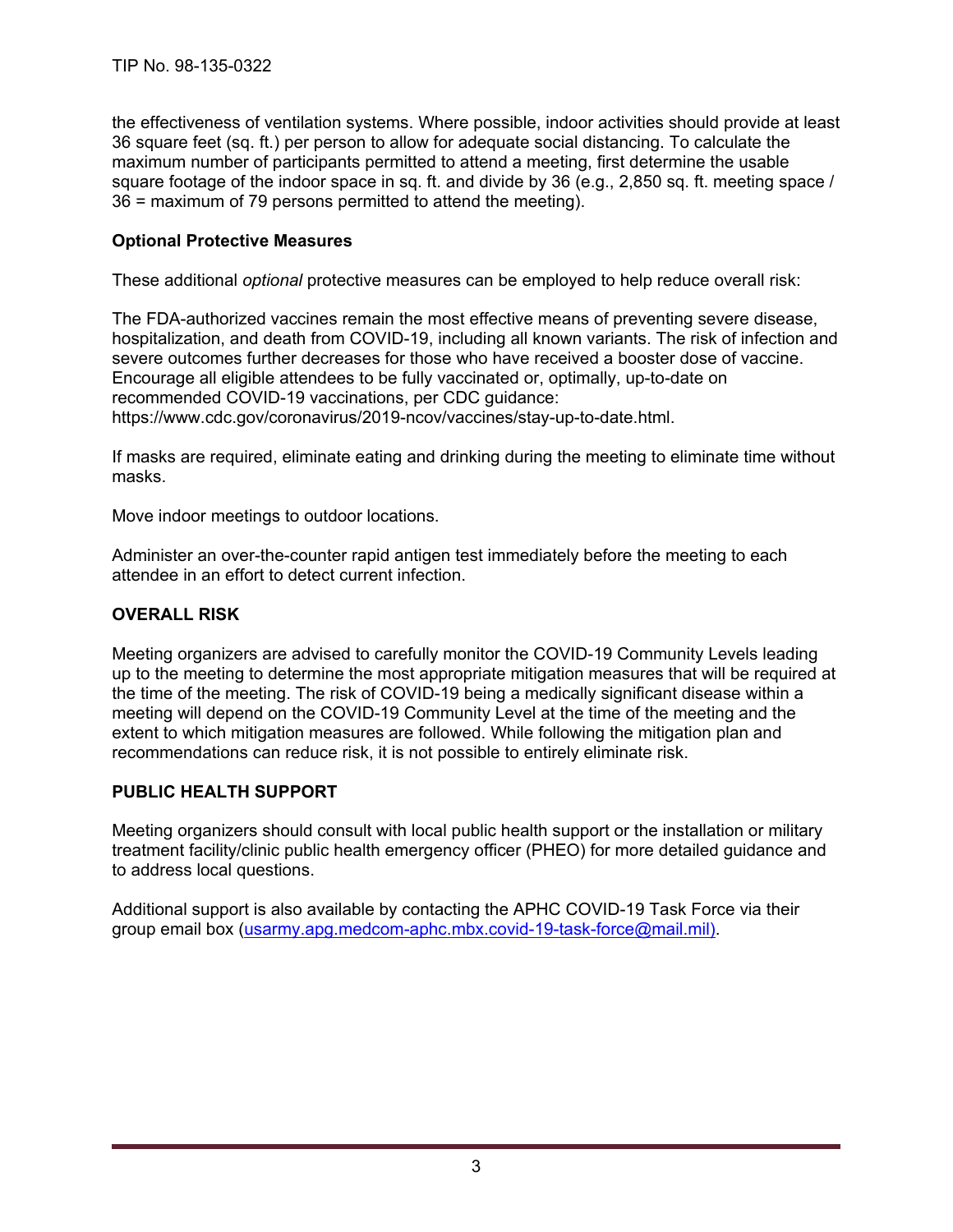the effectiveness of ventilation systems. Where possible, indoor activities should provide at least 36 square feet (sq. ft.) per person to allow for adequate social distancing. To calculate the maximum number of participants permitted to attend a meeting, first determine the usable square footage of the indoor space in sq. ft. and divide by 36 (e.g., 2,850 sq. ft. meeting space / 36 = maximum of 79 persons permitted to attend the meeting).

**Optional Protective Measures**

These additional *optional* protective measures can be employed to help reduce overall risk:

The FDA-authorized vaccines remain the most effective means of preventing severe disease, hospitalization, and death from COVID-19, including all known variants. The risk of infection and severe outcomes further decreases for those who have received a booster dose of vaccine. Encourage all eligible attendees to be fully vaccinated or, optimally, up-to-date on recommended COVID-19 vaccinations, per CDC guidance: https://www.cdc.gov/coronavirus/2019-ncov/vaccines/stay-up-to-date.html.

If masks are required, eliminate eating and drinking during the meeting to eliminate time without masks.

Move indoor meetings to outdoor locations.

Administer an over-the-counter rapid antigen test immediately before the meeting to each attendee in an effort to detect current infection.

## OVERALL RISK

Meeting organizers are advised to carefully monitor the COVID-19 Community Levels leading up to the meeting to determine the most appropriate mitigation measures that will be required at the time of the meeting. The risk of COVID-19 being a medically significant disease within a meeting will depend on the COVID-19 Community Level at the time of the meeting and the extent to which mitigation measures are followed. While following the mitigation plan and recommendations can reduce risk, it is not possible to entirely eliminate risk.

## PUBLIC HEALTH SUPPORT

Meeting organizers should consult with local public health support or the installation or military treatment facility/clinic public health emergency officer (PHEO) for more detailed guidance and to address local questions.

Additional support is also available by contacting the APHC COVID-19 Task Force via their group email box (usarmy.apg.medcom-aphc.mbx.covid-19-task-force@mail.mil).